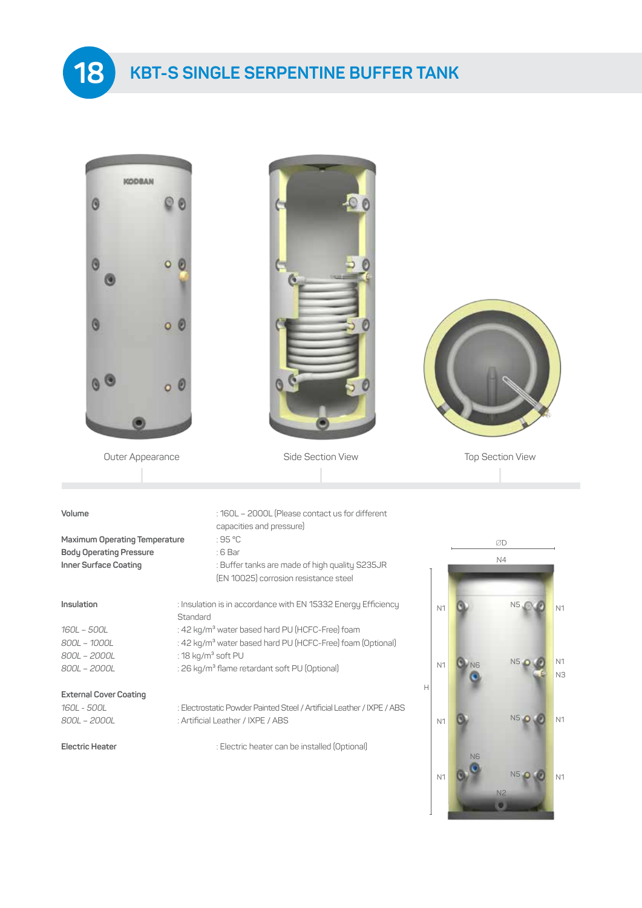## 18 KBT-S SINGLE SERPENTINE BUFFER TANK

Outer Appearance

Side Section View

Top Section View

| | |
|---|---|
| **Volume** | : 160L – 2000L (Please contact us for different capacities and pressure) |
| **Maximum Operating Temperature** | : 95 °C |
| **Body Operating Pressure** | : 6 Bar |
| **Inner Surface Coating** | : Buffer tanks are made of high quality S235JR (EN 10025) corrosion resistance steel |

| | |
|---|---|
| **Insulation** | : Insulation is in accordance with EN 15332 Energy Efficiency Standard |
| *160L – 500L* | : 42 kg/m³ water based hard PU (HCFC-Free) foam |
| *800L – 1000L* | : 42 kg/m³ water based hard PU (HCFC-Free) foam (Optional) |
| *800L – 2000L* | : 18 kg/m³ soft PU |
| *800L – 2000L* | : 26 kg/m³ flame retardant soft PU (Optional) |

| | |
|---|---|
| **External Cover Coating** | |
| *160L - 500L* | : Electrostatic Powder Painted Steel / Artificial Leather / IXPE / ABS |
| *800L – 2000L* | : Artificial Leather / IXPE / ABS |

| | |
|---|---|
| **Electric Heater** | : Electric heater can be installed (Optional) |

ØD

N4

N1 N5 N1

N1 N6 N5 N1 N3

H

N1 N5 N1

N6

N1 N5 N1

N2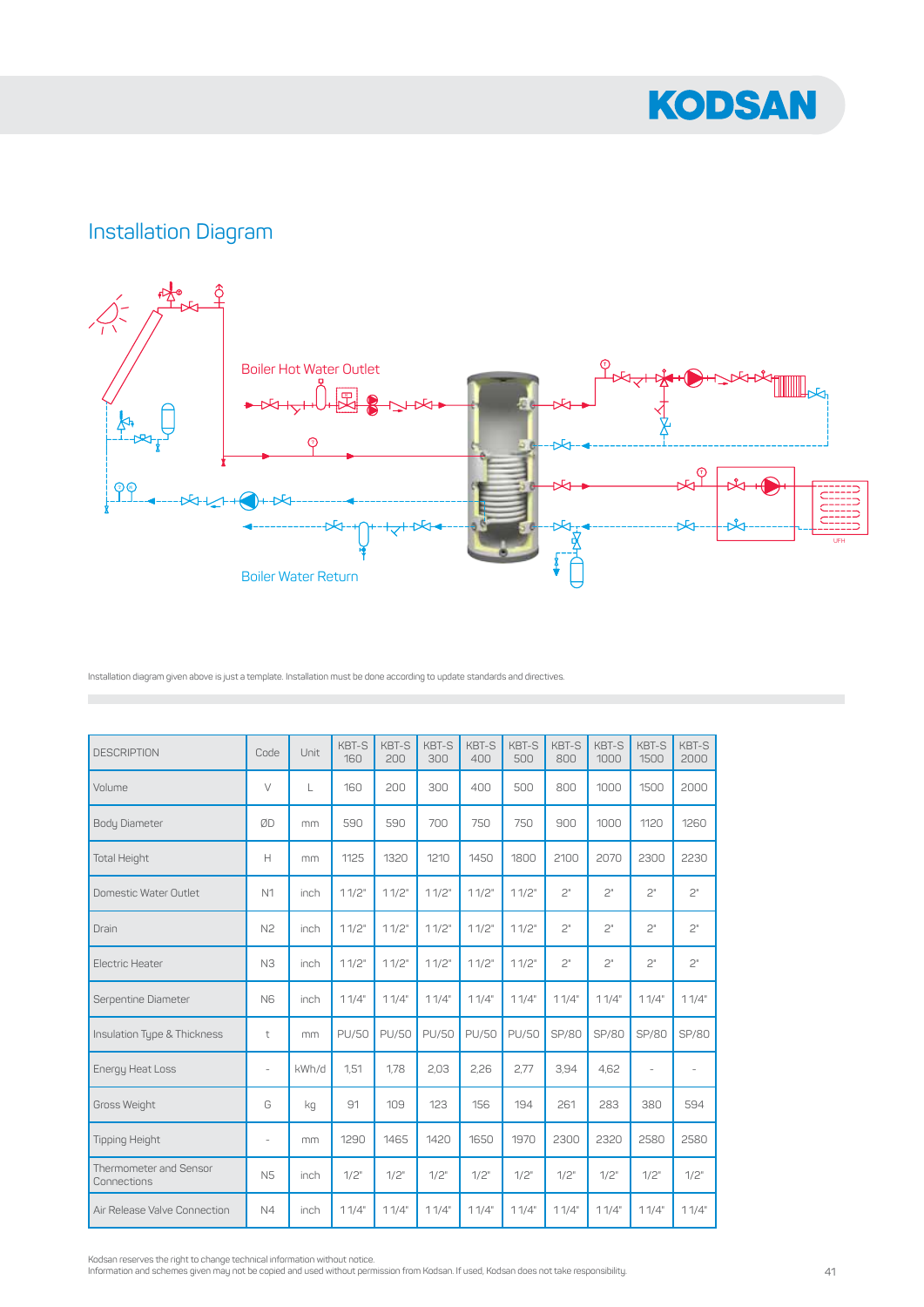## Installation Diagram

Boiler Hot Water Outlet

Boiler Water Return

UFH

Installation diagram given above is just a template. Installation must be done according to update standards and directives.

| DESCRIPTION | Code | Unit | KBT-S 160 | KBT-S 200 | KBT-S 300 | KBT-S 400 | KBT-S 500 | KBT-S 800 | KBT-S 1000 | KBT-S 1500 | KBT-S 2000 |
|---|---|---|---|---|---|---|---|---|---|---|---|
| Volume | V | L | 160 | 200 | 300 | 400 | 500 | 800 | 1000 | 1500 | 2000 |
| Body Diameter | ØD | mm | 590 | 590 | 700 | 750 | 750 | 900 | 1000 | 1120 | 1260 |
| Total Height | H | mm | 1125 | 1320 | 1210 | 1450 | 1800 | 2100 | 2070 | 2300 | 2230 |
| Domestic Water Outlet | N1 | inch | 1 1/2" | 1 1/2" | 1 1/2" | 1 1/2" | 1 1/2" | 2" | 2" | 2" | 2" |
| Drain | N2 | inch | 1 1/2" | 1 1/2" | 1 1/2" | 1 1/2" | 1 1/2" | 2" | 2" | 2" | 2" |
| Electric Heater | N3 | inch | 1 1/2" | 1 1/2" | 1 1/2" | 1 1/2" | 1 1/2" | 2" | 2" | 2" | 2" |
| Serpentine Diameter | N6 | inch | 1 1/4" | 1 1/4" | 1 1/4" | 1 1/4" | 1 1/4" | 1 1/4" | 1 1/4" | 1 1/4" | 1 1/4" |
| Insulation Type & Thickness | t | mm | PU/50 | PU/50 | PU/50 | PU/50 | PU/50 | SP/80 | SP/80 | SP/80 | SP/80 |
| Energy Heat Loss | - | kWh/d | 1,51 | 1,78 | 2,03 | 2,26 | 2,77 | 3,94 | 4,62 | - | - |
| Gross Weight | G | kg | 91 | 109 | 123 | 156 | 194 | 261 | 283 | 380 | 594 |
| Tipping Height | - | mm | 1290 | 1465 | 1420 | 1650 | 1970 | 2300 | 2320 | 2580 | 2580 |
| Thermometer and Sensor Connections | N5 | inch | 1/2" | 1/2" | 1/2" | 1/2" | 1/2" | 1/2" | 1/2" | 1/2" | 1/2" |
| Air Release Valve Connection | N4 | inch | 1 1/4" | 1 1/4" | 1 1/4" | 1 1/4" | 1 1/4" | 1 1/4" | 1 1/4" | 1 1/4" | 1 1/4" |

Kodsan reserves the right to change technical information without notice.
Information and schemes given may not be copied and used without permission from Kodsan. If used, Kodsan does not take responsibility.